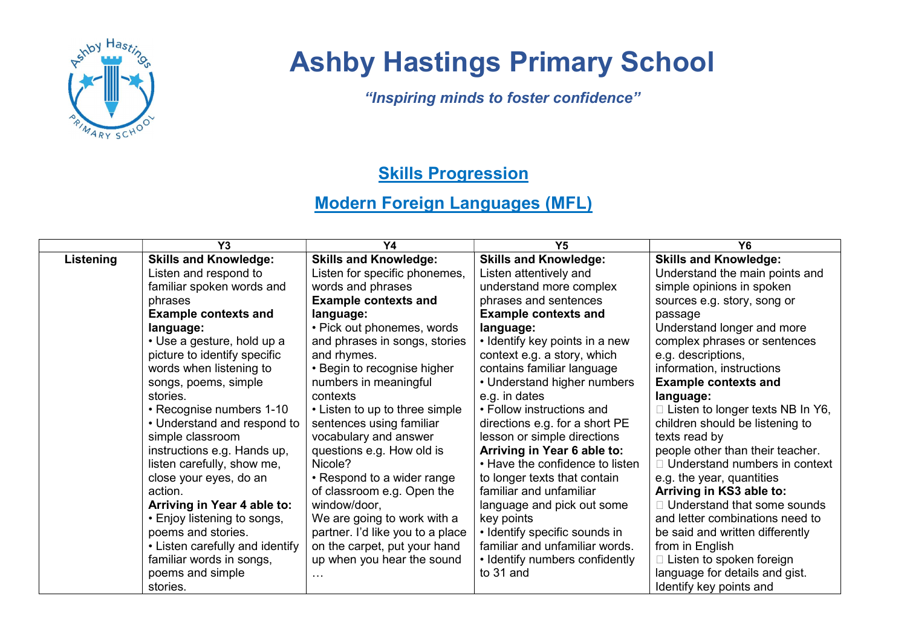# Ashby Hastings Primary School

***"Inspiring minds to foster confidence"***

## Skills Progression

## Modern Foreign Languages (MFL)

| | Y3 | Y4 | Y5 | Y6 |
|---|---|---|---|---|
| **Listening** | **Skills and Knowledge:**<br>Listen and respond to familiar spoken words and phrases<br>**Example contexts and language:**<br>• Use a gesture, hold up a picture to identify specific words when listening to songs, poems, simple stories.<br>• Recognise numbers 1-10<br>• Understand and respond to simple classroom instructions e.g. Hands up, listen carefully, show me, close your eyes, do an action.<br>**Arriving in Year 4 able to:**<br>• Enjoy listening to songs, poems and stories.<br>• Listen carefully and identify familiar words in songs, poems and simple stories. | **Skills and Knowledge:**<br>Listen for specific phonemes, words and phrases<br>**Example contexts and language:**<br>• Pick out phonemes, words and phrases in songs, stories and rhymes.<br>• Begin to recognise higher numbers in meaningful contexts<br>• Listen to up to three simple sentences using familiar vocabulary and answer questions e.g. How old is Nicole?<br>• Respond to a wider range of classroom e.g. Open the window/door,<br>We are going to work with a partner. I'd like you to a place on the carpet, put your hand up when you hear the sound<br>… | **Skills and Knowledge:**<br>Listen attentively and understand more complex phrases and sentences<br>**Example contexts and language:**<br>• Identify key points in a new context e.g. a story, which contains familiar language<br>• Understand higher numbers e.g. in dates<br>• Follow instructions and directions e.g. for a short PE lesson or simple directions<br>**Arriving in Year 6 able to:**<br>• Have the confidence to listen to longer texts that contain familiar and unfamiliar language and pick out some key points<br>• Identify specific sounds in familiar and unfamiliar words.<br>• Identify numbers confidently to 31 and | **Skills and Knowledge:**<br>Understand the main points and simple opinions in spoken sources e.g. story, song or passage<br>Understand longer and more complex phrases or sentences e.g. descriptions, information, instructions<br>**Example contexts and language:**<br> Listen to longer texts NB In Y6, children should be listening to texts read by people other than their teacher.<br> Understand numbers in context e.g. the year, quantities<br>**Arriving in KS3 able to:**<br> Understand that some sounds and letter combinations need to be said and written differently from in English<br> Listen to spoken foreign language for details and gist. Identify key points and |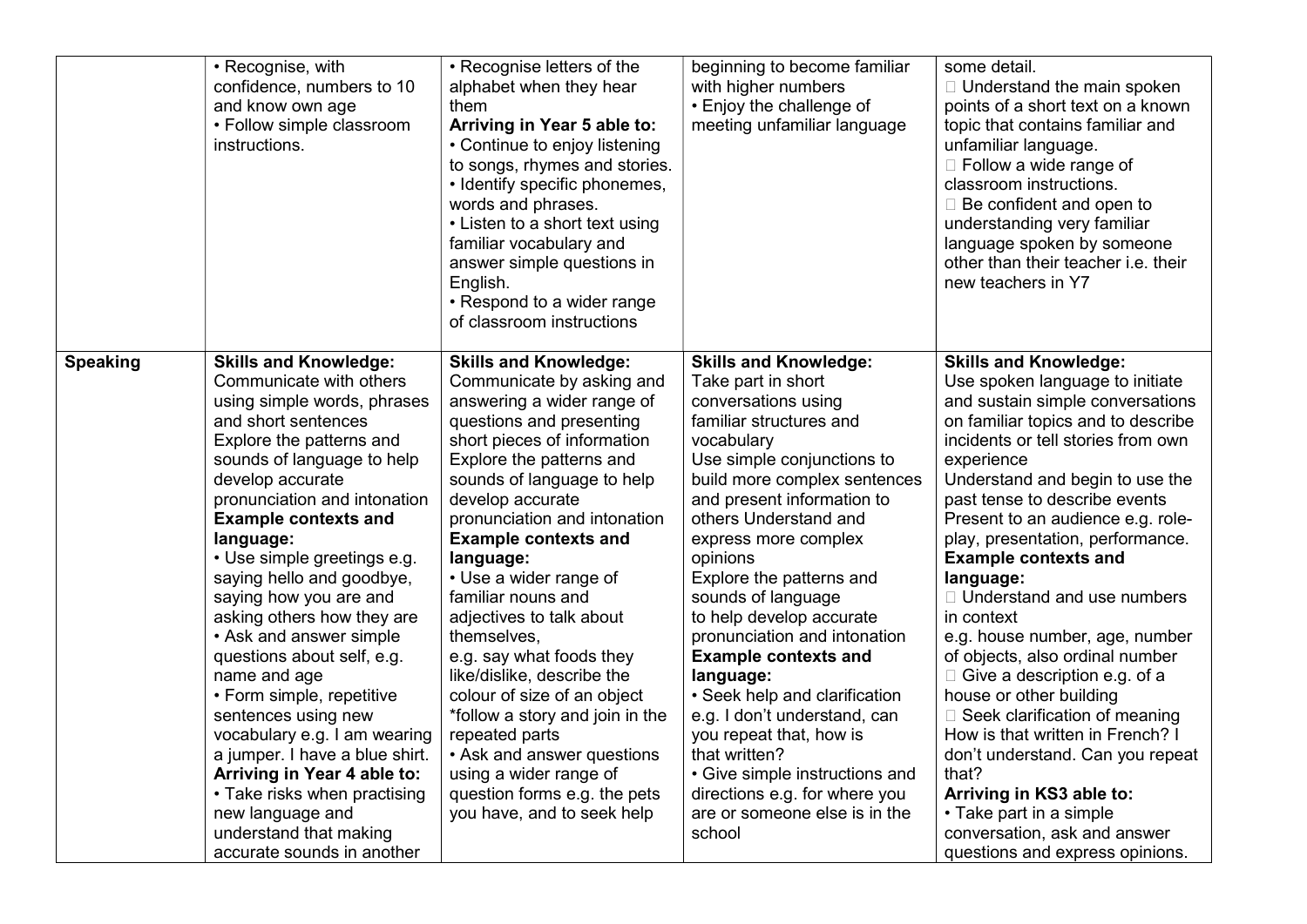| | | | | |
|---|---|---|---|---|
| | • Recognise, with confidence, numbers to 10 and know own age<br>• Follow simple classroom instructions. | • Recognise letters of the alphabet when they hear them<br>**Arriving in Year 5 able to:**<br>• Continue to enjoy listening to songs, rhymes and stories.<br>• Identify specific phonemes, words and phrases.<br>• Listen to a short text using familiar vocabulary and answer simple questions in English.<br>• Respond to a wider range of classroom instructions | beginning to become familiar with higher numbers<br>• Enjoy the challenge of meeting unfamiliar language | some detail.<br> Understand the main spoken points of a short text on a known topic that contains familiar and unfamiliar language.<br> Follow a wide range of classroom instructions.<br> Be confident and open to understanding very familiar language spoken by someone other than their teacher i.e. their new teachers in Y7 |
| **Speaking** | **Skills and Knowledge:**<br>Communicate with others using simple words, phrases and short sentences<br>Explore the patterns and sounds of language to help develop accurate pronunciation and intonation<br>**Example contexts and language:**<br>• Use simple greetings e.g. saying hello and goodbye, saying how you are and asking others how they are<br>• Ask and answer simple questions about self, e.g. name and age<br>• Form simple, repetitive sentences using new vocabulary e.g. I am wearing a jumper. I have a blue shirt.<br>**Arriving in Year 4 able to:**<br>• Take risks when practising new language and understand that making accurate sounds in another | **Skills and Knowledge:**<br>Communicate by asking and answering a wider range of questions and presenting short pieces of information<br>Explore the patterns and sounds of language to help develop accurate pronunciation and intonation<br>**Example contexts and language:**<br>• Use a wider range of familiar nouns and adjectives to talk about themselves,<br>e.g. say what foods they like/dislike, describe the colour of size of an object<br>*follow a story and join in the repeated parts<br>• Ask and answer questions using a wider range of question forms e.g. the pets you have, and to seek help | **Skills and Knowledge:**<br>Take part in short conversations using familiar structures and vocabulary<br>Use simple conjunctions to build more complex sentences and present information to others Understand and express more complex opinions<br>Explore the patterns and sounds of language to help develop accurate pronunciation and intonation<br>**Example contexts and language:**<br>• Seek help and clarification e.g. I don't understand, can you repeat that, how is that written?<br>• Give simple instructions and directions e.g. for where you are or someone else is in the school | **Skills and Knowledge:**<br>Use spoken language to initiate and sustain simple conversations on familiar topics and to describe incidents or tell stories from own experience<br>Understand and begin to use the past tense to describe events<br>Present to an audience e.g. role-play, presentation, performance.<br>**Example contexts and language:**<br> Understand and use numbers in context<br>e.g. house number, age, number of objects, also ordinal number<br> Give a description e.g. of a house or other building<br> Seek clarification of meaning How is that written in French? I don't understand. Can you repeat that?<br>**Arriving in KS3 able to:**<br>• Take part in a simple conversation, ask and answer questions and express opinions. |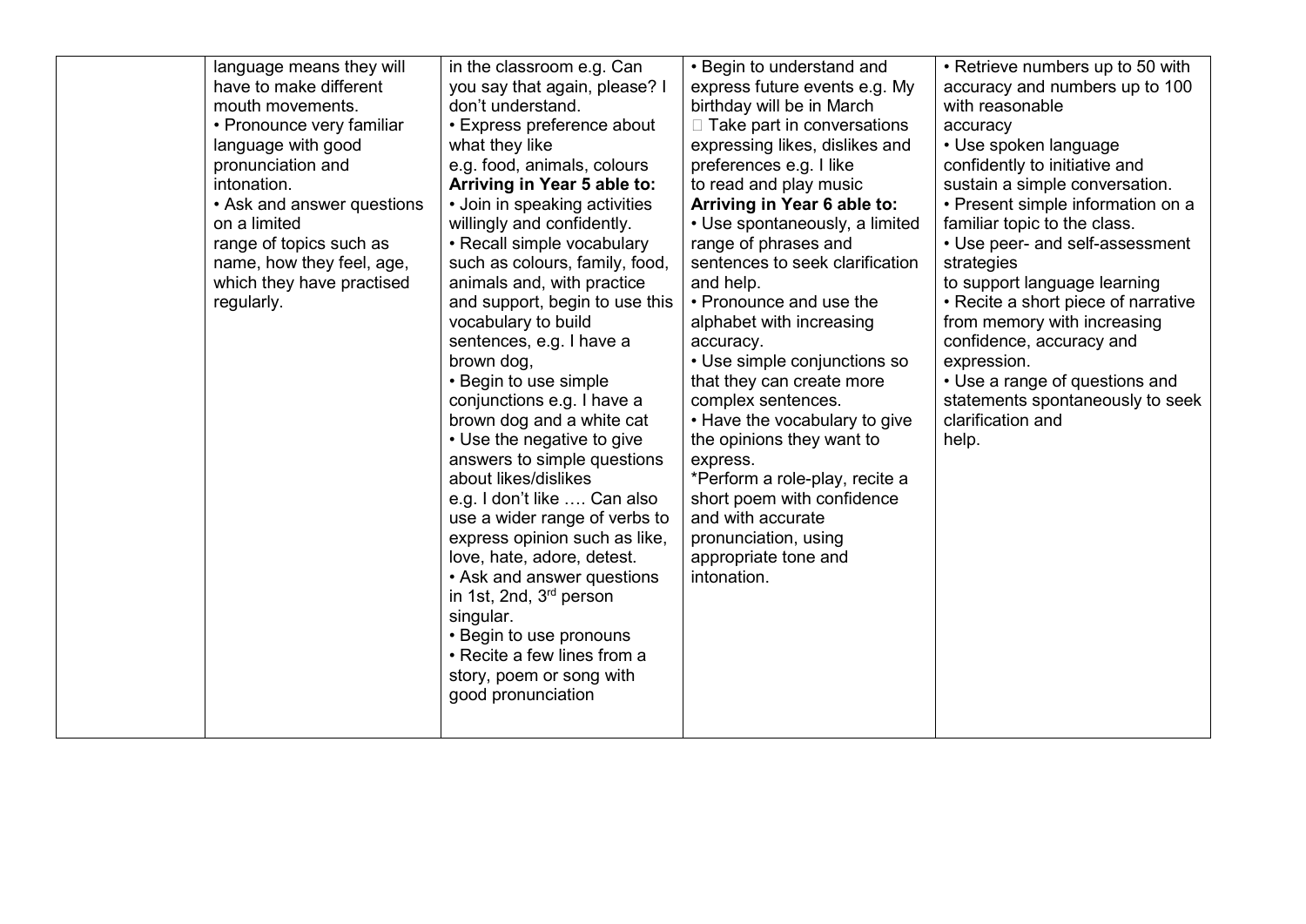| | | | | |
|---|---|---|---|---|
| | language means they will have to make different mouth movements.<br>• Pronounce very familiar language with good pronunciation and intonation.<br>• Ask and answer questions on a limited range of topics such as name, how they feel, age, which they have practised regularly. | in the classroom e.g. Can you say that again, please? I don't understand.<br>• Express preference about what they like e.g. food, animals, colours<br>**Arriving in Year 5 able to:**<br>• Join in speaking activities willingly and confidently.<br>• Recall simple vocabulary such as colours, family, food, animals and, with practice and support, begin to use this vocabulary to build sentences, e.g. I have a brown dog,<br>• Begin to use simple conjunctions e.g. I have a brown dog and a white cat<br>• Use the negative to give answers to simple questions about likes/dislikes e.g. I don't like …. Can also use a wider range of verbs to express opinion such as like, love, hate, adore, detest.<br>• Ask and answer questions in 1st, 2nd, 3rd person singular.<br>• Begin to use pronouns<br>• Recite a few lines from a story, poem or song with good pronunciation | • Begin to understand and express future events e.g. My birthday will be in March<br> Take part in conversations expressing likes, dislikes and preferences e.g. I like to read and play music<br>**Arriving in Year 6 able to:**<br>• Use spontaneously, a limited range of phrases and sentences to seek clarification and help.<br>• Pronounce and use the alphabet with increasing accuracy.<br>• Use simple conjunctions so that they can create more complex sentences.<br>• Have the vocabulary to give the opinions they want to express.<br>*Perform a role-play, recite a short poem with confidence and with accurate pronunciation, using appropriate tone and intonation. | • Retrieve numbers up to 50 with accuracy and numbers up to 100 with reasonable accuracy<br>• Use spoken language confidently to initiative and sustain a simple conversation.<br>• Present simple information on a familiar topic to the class.<br>• Use peer- and self-assessment strategies to support language learning<br>• Recite a short piece of narrative from memory with increasing confidence, accuracy and expression.<br>• Use a range of questions and statements spontaneously to seek clarification and help. |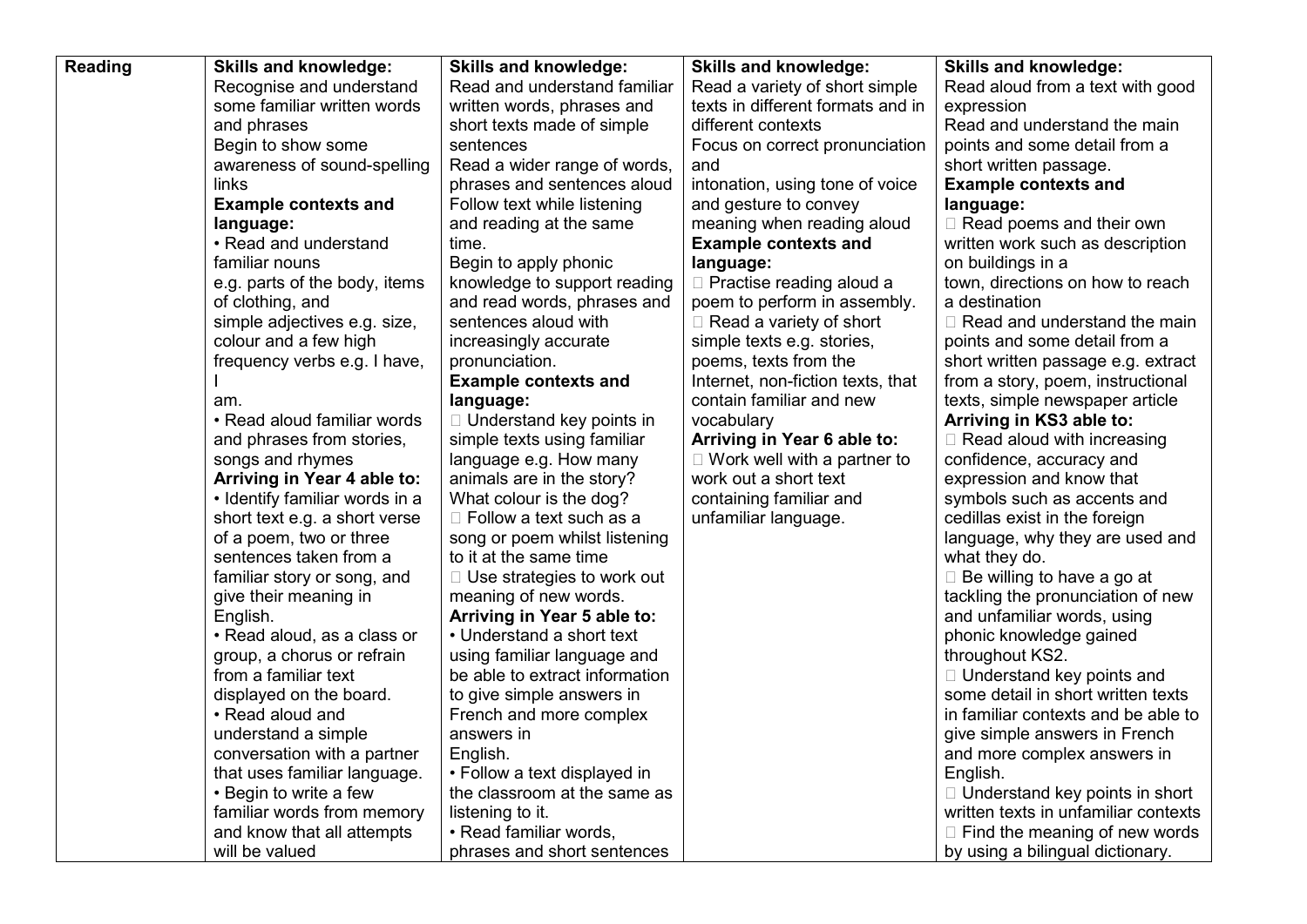| Reading | **Skills and knowledge:** Recognise and understand some familiar written words and phrases Begin to show some awareness of sound-spelling links **Example contexts and language:** • Read and understand familiar nouns e.g. parts of the body, items of clothing, and simple adjectives e.g. size, colour and a few high frequency verbs e.g. I have, I am. • Read aloud familiar words and phrases from stories, songs and rhymes **Arriving in Year 4 able to:** • Identify familiar words in a short text e.g. a short verse of a poem, two or three sentences taken from a familiar story or song, and give their meaning in English. • Read aloud, as a class or group, a chorus or refrain from a familiar text displayed on the board. • Read aloud and understand a simple conversation with a partner that uses familiar language. • Begin to write a few familiar words from memory and know that all attempts will be valued | **Skills and knowledge:** Read and understand familiar written words, phrases and short texts made of simple sentences Read a wider range of words, phrases and sentences aloud Follow text while listening and reading at the same time. Begin to apply phonic knowledge to support reading and read words, phrases and sentences aloud with increasingly accurate pronunciation. **Example contexts and language:** Understand key points in simple texts using familiar language e.g. How many animals are in the story? What colour is the dog? Follow a text such as a song or poem whilst listening to it at the same time Use strategies to work out meaning of new words. **Arriving in Year 5 able to:** • Understand a short text using familiar language and be able to extract information to give simple answers in French and more complex answers in English. • Follow a text displayed in the classroom at the same as listening to it. • Read familiar words, phrases and short sentences | **Skills and knowledge:** Read a variety of short simple texts in different formats and in different contexts Focus on correct pronunciation and intonation, using tone of voice and gesture to convey meaning when reading aloud **Example contexts and language:** Practise reading aloud a poem to perform in assembly. Read a variety of short simple texts e.g. stories, poems, texts from the Internet, non-fiction texts, that contain familiar and new vocabulary **Arriving in Year 6 able to:** Work well with a partner to work out a short text containing familiar and unfamiliar language. | **Skills and knowledge:** Read aloud from a text with good expression Read and understand the main points and some detail from a short written passage. **Example contexts and language:** Read poems and their own written work such as description on buildings in a town, directions on how to reach a destination Read and understand the main points and some detail from a short written passage e.g. extract from a story, poem, instructional texts, simple newspaper article **Arriving in KS3 able to:** Read aloud with increasing confidence, accuracy and expression and know that symbols such as accents and cedillas exist in the foreign language, why they are used and what they do. Be willing to have a go at tackling the pronunciation of new and unfamiliar words, using phonic knowledge gained throughout KS2. Understand key points and some detail in short written texts in familiar contexts and be able to give simple answers in French and more complex answers in English. Understand key points in short written texts in unfamiliar contexts Find the meaning of new words by using a bilingual dictionary. |
|---|---|---|---|---|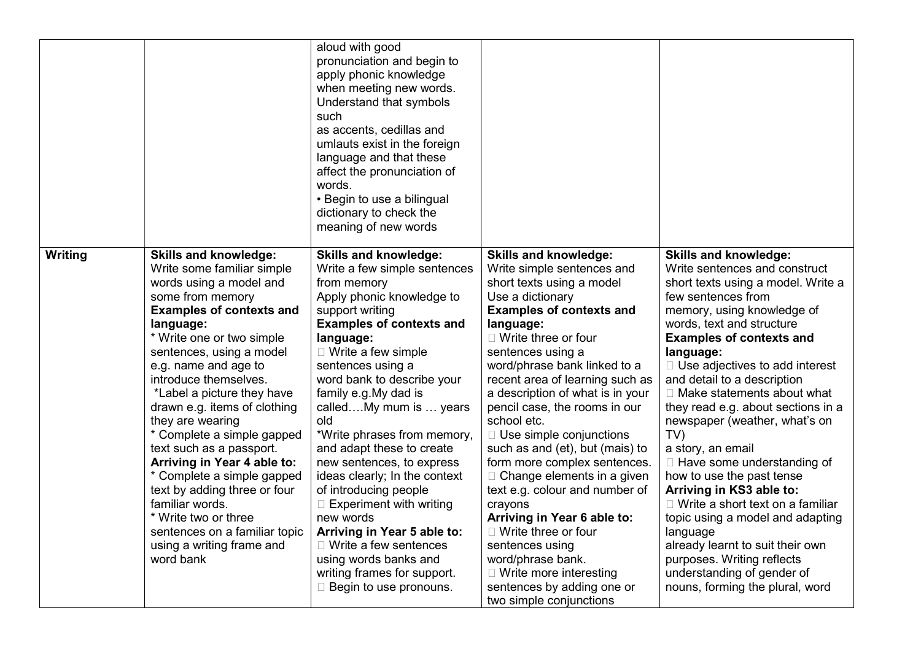| | | | | |
|---|---|---|---|---|
| | | aloud with good pronunciation and begin to apply phonic knowledge when meeting new words. Understand that symbols such as accents, cedillas and umlauts exist in the foreign language and that these affect the pronunciation of words.<br>• Begin to use a bilingual dictionary to check the meaning of new words | | |
| **Writing** | **Skills and knowledge:**<br>Write some familiar simple words using a model and some from memory<br>**Examples of contexts and language:**<br>* Write one or two simple sentences, using a model e.g. name and age to introduce themselves.<br>*Label a picture they have drawn e.g. items of clothing they are wearing<br>* Complete a simple gapped text such as a passport.<br>**Arriving in Year 4 able to:**<br>* Complete a simple gapped text by adding three or four familiar words.<br>* Write two or three sentences on a familiar topic using a writing frame and word bank | **Skills and knowledge:**<br>Write a few simple sentences from memory<br>Apply phonic knowledge to support writing<br>**Examples of contexts and language:**<br> Write a few simple sentences using a word bank to describe your family e.g.My dad is called….My mum is … years old<br>*Write phrases from memory, and adapt these to create new sentences, to express ideas clearly; In the context of introducing people<br> Experiment with writing new words<br>**Arriving in Year 5 able to:**<br> Write a few sentences using words banks and writing frames for support.<br> Begin to use pronouns. | **Skills and knowledge:**<br>Write simple sentences and short texts using a model<br>Use a dictionary<br>**Examples of contexts and language:**<br> Write three or four sentences using a word/phrase bank linked to a recent area of learning such as a description of what is in your pencil case, the rooms in our school etc.<br> Use simple conjunctions such as and (et), but (mais) to form more complex sentences.<br> Change elements in a given text e.g. colour and number of crayons<br>**Arriving in Year 6 able to:**<br> Write three or four sentences using word/phrase bank.<br> Write more interesting sentences by adding one or two simple conjunctions | **Skills and knowledge:**<br>Write sentences and construct short texts using a model. Write a few sentences from memory, using knowledge of words, text and structure<br>**Examples of contexts and language:**<br> Use adjectives to add interest and detail to a description<br> Make statements about what they read e.g. about sections in a newspaper (weather, what's on TV)<br>a story, an email<br> Have some understanding of how to use the past tense<br>**Arriving in KS3 able to:**<br> Write a short text on a familiar topic using a model and adapting language already learnt to suit their own purposes. Writing reflects understanding of gender of nouns, forming the plural, word |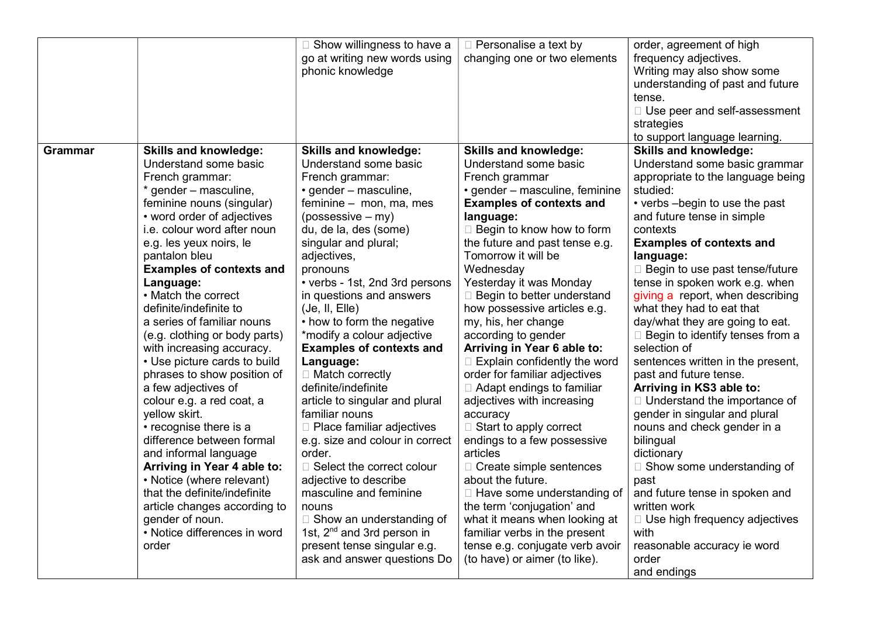| | | | | |
|---|---|---|---|---|
| | | Show willingness to have a go at writing new words using phonic knowledge | Personalise a text by changing one or two elements | order, agreement of high frequency adjectives.<br>Writing may also show some understanding of past and future tense.<br>Use peer and self-assessment strategies to support language learning. |
| **Grammar** | **Skills and knowledge:**<br>Understand some basic French grammar:<br>* gender – masculine, feminine nouns (singular)<br>• word order of adjectives i.e. colour word after noun e.g. les yeux noirs, le pantalon bleu<br>**Examples of contexts and Language:**<br>• Match the correct definite/indefinite to a series of familiar nouns (e.g. clothing or body parts) with increasing accuracy.<br>• Use picture cards to build phrases to show position of a few adjectives of colour e.g. a red coat, a yellow skirt.<br>• recognise there is a difference between formal and informal language<br>**Arriving in Year 4 able to:**<br>• Notice (where relevant) that the definite/indefinite article changes according to gender of noun.<br>• Notice differences in word order | **Skills and knowledge:**<br>Understand some basic French grammar:<br>• gender – masculine, feminine – mon, ma, mes (possessive – my)<br>du, de la, des (some)<br>singular and plural;<br>adjectives,<br>pronouns<br>• verbs - 1st, 2nd 3rd persons in questions and answers (Je, Il, Elle)<br>• how to form the negative<br>*modify a colour adjective<br>**Examples of contexts and Language:**<br>Match correctly definite/indefinite article to singular and plural familiar nouns<br>Place familiar adjectives e.g. size and colour in correct order.<br>Select the correct colour adjective to describe masculine and feminine nouns<br>Show an understanding of 1st, 2nd and 3rd person in present tense singular e.g. ask and answer questions Do | **Skills and knowledge:**<br>Understand some basic French grammar<br>• gender – masculine, feminine<br>**Examples of contexts and language:**<br>Begin to know how to form the future and past tense e.g. Tomorrow it will be Wednesday<br>Yesterday it was Monday<br>Begin to better understand how possessive articles e.g. my, his, her change according to gender<br>**Arriving in Year 6 able to:**<br>Explain confidently the word order for familiar adjectives<br>Adapt endings to familiar adjectives with increasing accuracy<br>Start to apply correct endings to a few possessive articles<br>Create simple sentences about the future.<br>Have some understanding of the term 'conjugation' and what it means when looking at familiar verbs in the present tense e.g. conjugate verb avoir (to have) or aimer (to like). | **Skills and knowledge:**<br>Understand some basic grammar appropriate to the language being studied:<br>• verbs –begin to use the past and future tense in simple contexts<br>**Examples of contexts and language:**<br>Begin to use past tense/future tense in spoken work e.g. when giving a report, when describing what they had to eat that day/what they are going to eat.<br>Begin to identify tenses from a selection of sentences written in the present, past and future tense.<br>**Arriving in KS3 able to:**<br>Understand the importance of gender in singular and plural nouns and check gender in a bilingual dictionary<br>Show some understanding of past and future tense in spoken and written work<br>Use high frequency adjectives with reasonable accuracy ie word order and endings |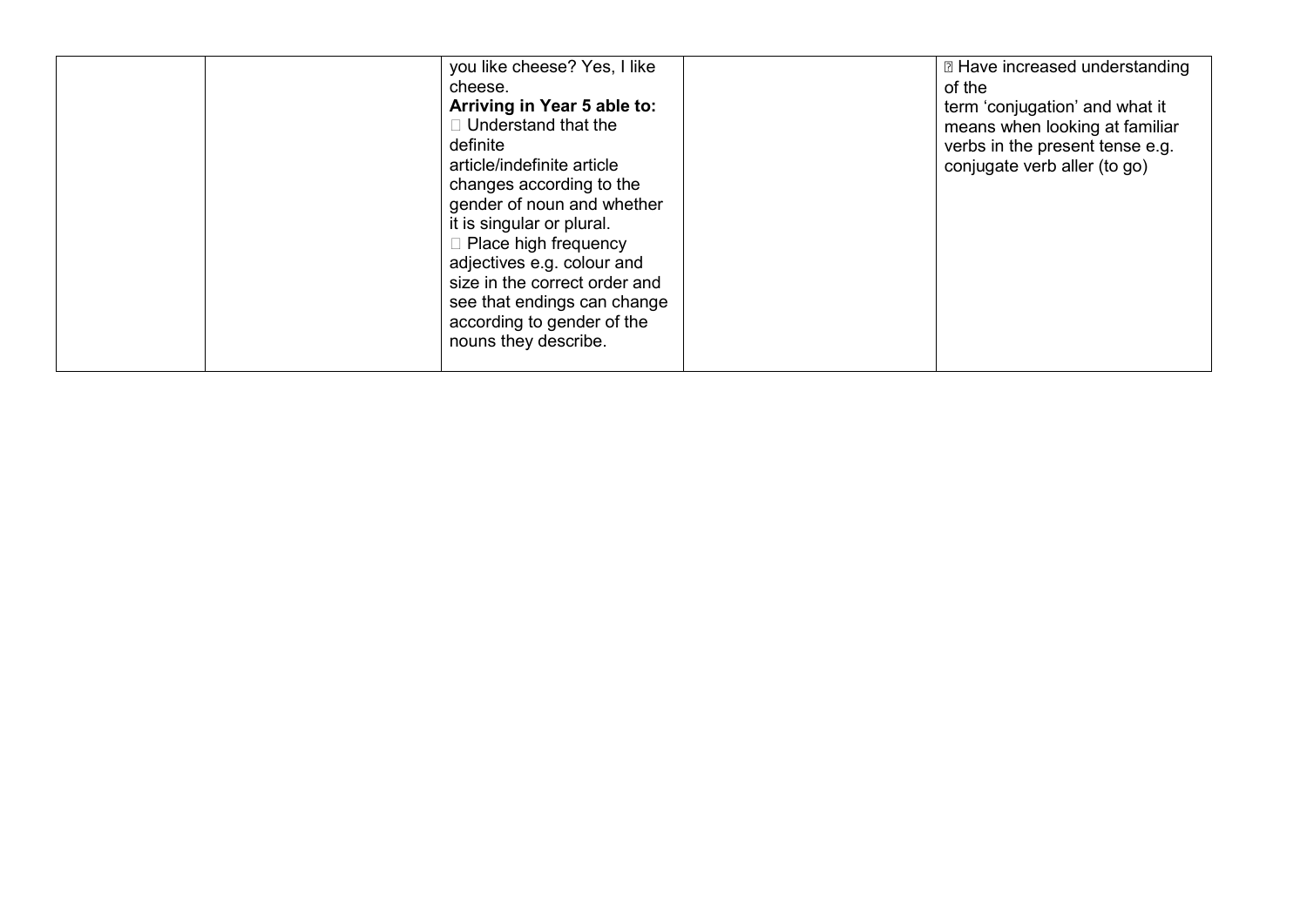| | | | | |
|---|---|---|---|---|
| | | you like cheese? Yes, I like cheese.<br>**Arriving in Year 5 able to:**<br> Understand that the definite article/indefinite article changes according to the gender of noun and whether it is singular or plural.<br> Place high frequency adjectives e.g. colour and size in the correct order and see that endings can change according to gender of the nouns they describe. | | Have increased understanding of the term 'conjugation' and what it means when looking at familiar verbs in the present tense e.g. conjugate verb aller (to go) |